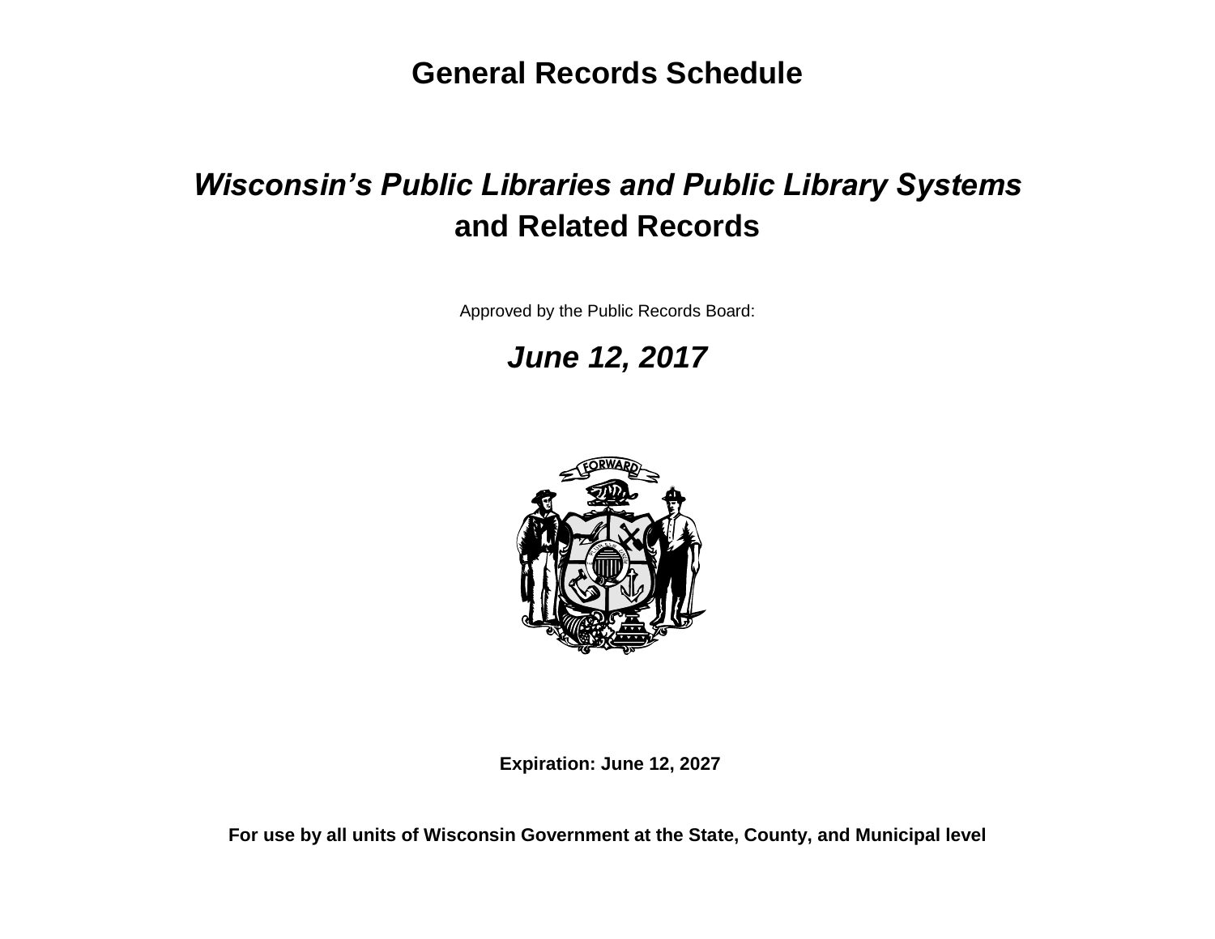# General Records Schedule

## *Wisconsin's Public Libraries and Public Library Systems* and Related Records

Approved by the Public Records Board:

***June 12, 2017***

**Expiration: June 12, 2027**

**For use by all units of Wisconsin Government at the State, County, and Municipal level**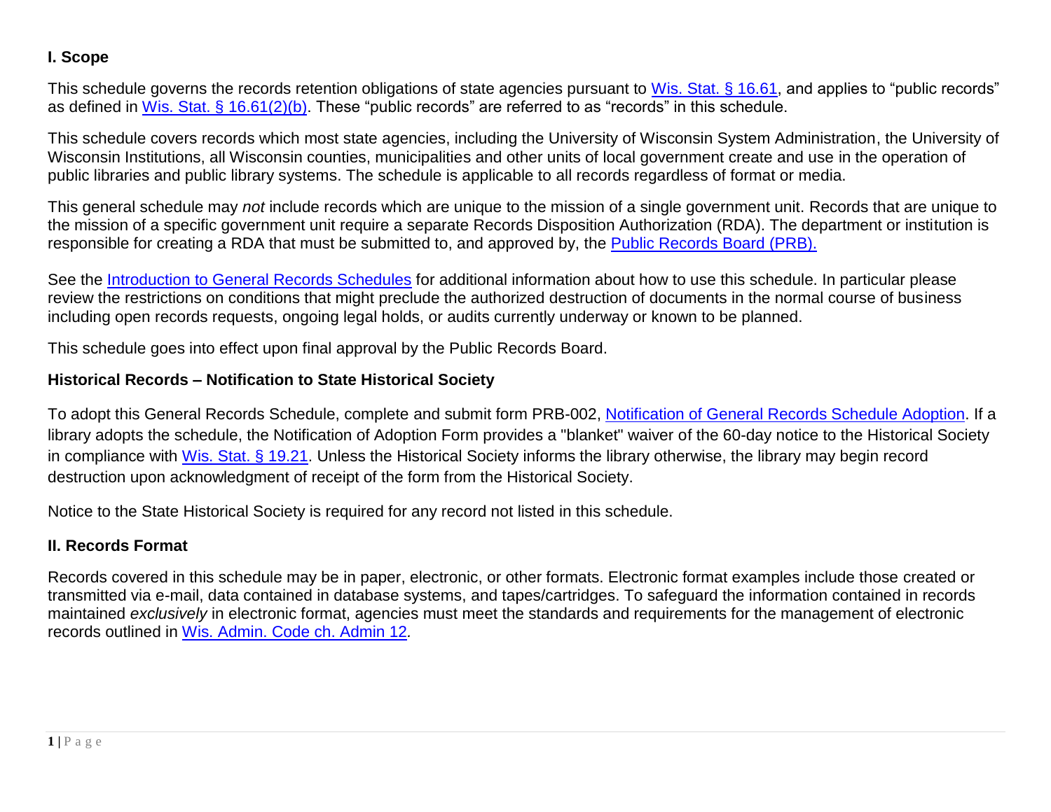## I. Scope

This schedule governs the records retention obligations of state agencies pursuant to [Wis. Stat. § 16.61](), and applies to "public records" as defined in [Wis. Stat. § 16.61(2)(b)](). These "public records" are referred to as "records" in this schedule.

This schedule covers records which most state agencies, including the University of Wisconsin System Administration, the University of Wisconsin Institutions, all Wisconsin counties, municipalities and other units of local government create and use in the operation of public libraries and public library systems. The schedule is applicable to all records regardless of format or media.

This general schedule may *not* include records which are unique to the mission of a single government unit. Records that are unique to the mission of a specific government unit require a separate Records Disposition Authorization (RDA). The department or institution is responsible for creating a RDA that must be submitted to, and approved by, the [Public Records Board (PRB).]()

See the [Introduction to General Records Schedules]() for additional information about how to use this schedule. In particular please review the restrictions on conditions that might preclude the authorized destruction of documents in the normal course of business including open records requests, ongoing legal holds, or audits currently underway or known to be planned.

This schedule goes into effect upon final approval by the Public Records Board.

### Historical Records – Notification to State Historical Society

To adopt this General Records Schedule, complete and submit form PRB-002, [Notification of General Records Schedule Adoption](). If a library adopts the schedule, the Notification of Adoption Form provides a "blanket" waiver of the 60-day notice to the Historical Society in compliance with [Wis. Stat. § 19.21](). Unless the Historical Society informs the library otherwise, the library may begin record destruction upon acknowledgment of receipt of the form from the Historical Society.

Notice to the State Historical Society is required for any record not listed in this schedule.

## II. Records Format

Records covered in this schedule may be in paper, electronic, or other formats. Electronic format examples include those created or transmitted via e-mail, data contained in database systems, and tapes/cartridges. To safeguard the information contained in records maintained *exclusively* in electronic format, agencies must meet the standards and requirements for the management of electronic records outlined in [Wis. Admin. Code ch. Admin 12]().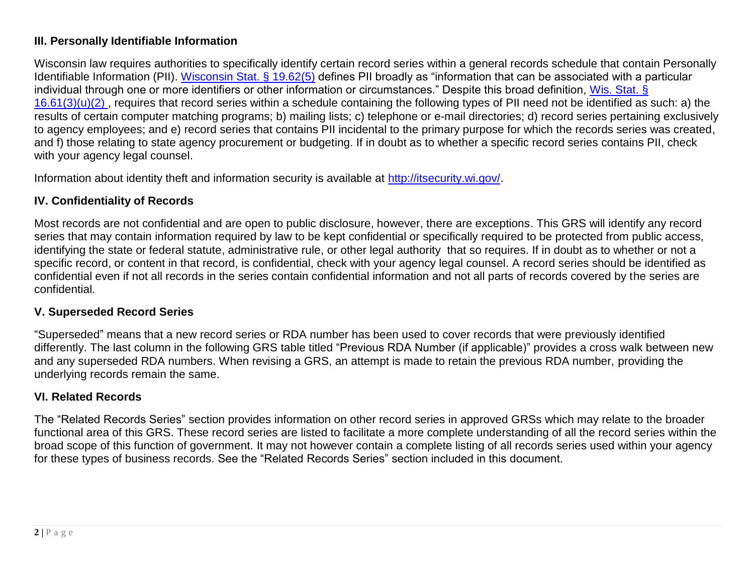### III. Personally Identifiable Information

Wisconsin law requires authorities to specifically identify certain record series within a general records schedule that contain Personally Identifiable Information (PII). [Wisconsin Stat. § 19.62(5)](#) defines PII broadly as "information that can be associated with a particular individual through one or more identifiers or other information or circumstances." Despite this broad definition, [Wis. Stat. § 16.61(3)(u)(2)](#) , requires that record series within a schedule containing the following types of PII need not be identified as such: a) the results of certain computer matching programs; b) mailing lists; c) telephone or e-mail directories; d) record series pertaining exclusively to agency employees; and e) record series that contains PII incidental to the primary purpose for which the records series was created, and f) those relating to state agency procurement or budgeting. If in doubt as to whether a specific record series contains PII, check with your agency legal counsel.

Information about identity theft and information security is available at [http://itsecurity.wi.gov/](http://itsecurity.wi.gov/).

### IV. Confidentiality of Records

Most records are not confidential and are open to public disclosure, however, there are exceptions. This GRS will identify any record series that may contain information required by law to be kept confidential or specifically required to be protected from public access, identifying the state or federal statute, administrative rule, or other legal authority that so requires. If in doubt as to whether or not a specific record, or content in that record, is confidential, check with your agency legal counsel. A record series should be identified as confidential even if not all records in the series contain confidential information and not all parts of records covered by the series are confidential.

### V. Superseded Record Series

"Superseded" means that a new record series or RDA number has been used to cover records that were previously identified differently. The last column in the following GRS table titled "Previous RDA Number (if applicable)" provides a cross walk between new and any superseded RDA numbers. When revising a GRS, an attempt is made to retain the previous RDA number, providing the underlying records remain the same.

### VI. Related Records

The "Related Records Series" section provides information on other record series in approved GRSs which may relate to the broader functional area of this GRS. These record series are listed to facilitate a more complete understanding of all the record series within the broad scope of this function of government. It may not however contain a complete listing of all records series used within your agency for these types of business records. See the "Related Records Series" section included in this document.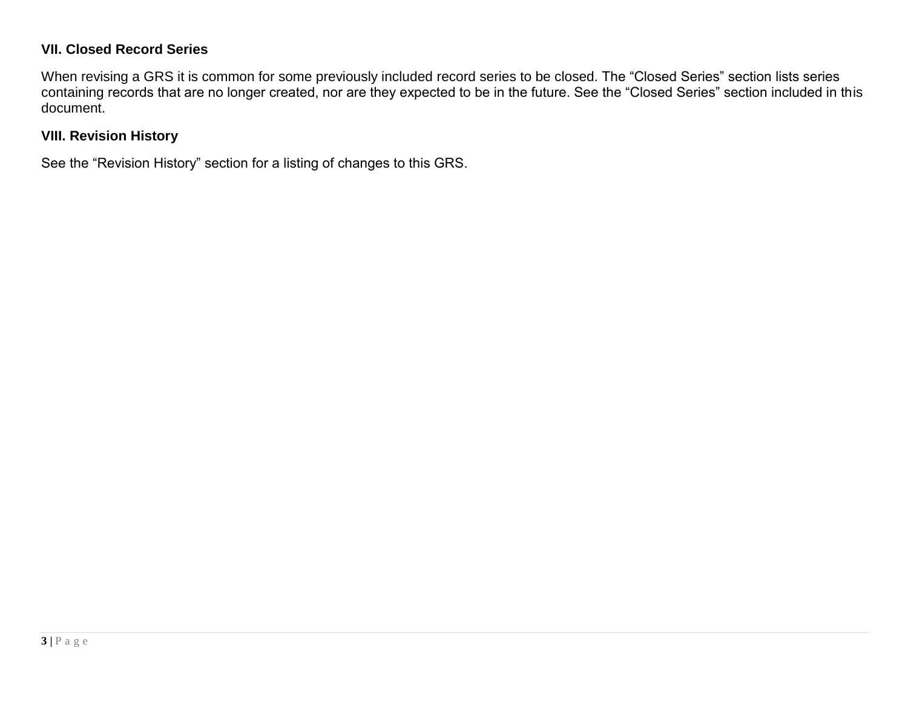### VII. Closed Record Series

When revising a GRS it is common for some previously included record series to be closed. The “Closed Series” section lists series containing records that are no longer created, nor are they expected to be in the future. See the “Closed Series” section included in this document.

### VIII. Revision History

See the “Revision History” section for a listing of changes to this GRS.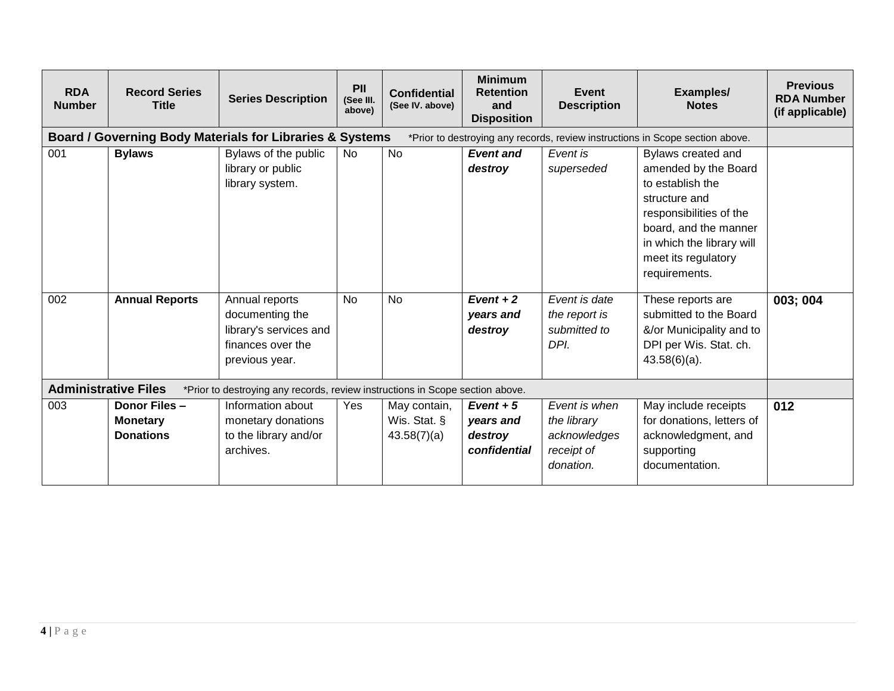| RDA Number | Record Series Title | Series Description | PII (See III. above) | Confidential (See IV. above) | Minimum Retention and Disposition | Event Description | Examples/ Notes | Previous RDA Number (if applicable) |
|---|---|---|---|---|---|---|---|---|
| **Board / Governing Body Materials for Libraries & Systems** *Prior to destroying any records, review instructions in Scope section above. | | | | | | | | |
| 001 | **Bylaws** | Bylaws of the public library or public library system. | No | No | ***Event and destroy*** | *Event is superseded* | Bylaws created and amended by the Board to establish the structure and responsibilities of the board, and the manner in which the library will meet its regulatory requirements. | |
| 002 | **Annual Reports** | Annual reports documenting the library's services and finances over the previous year. | No | No | ***Event + 2 years and destroy*** | *Event is date the report is submitted to DPI.* | These reports are submitted to the Board &/or Municipality and to DPI per Wis. Stat. ch. 43.58(6)(a). | **003; 004** |
| **Administrative Files** *Prior to destroying any records, review instructions in Scope section above. | | | | | | | | |
| 003 | **Donor Files – Monetary Donations** | Information about monetary donations to the library and/or archives. | Yes | May contain, Wis. Stat. § 43.58(7)(a) | ***Event + 5 years and destroy confidential*** | *Event is when the library acknowledges receipt of donation.* | May include receipts for donations, letters of acknowledgment, and supporting documentation. | **012** |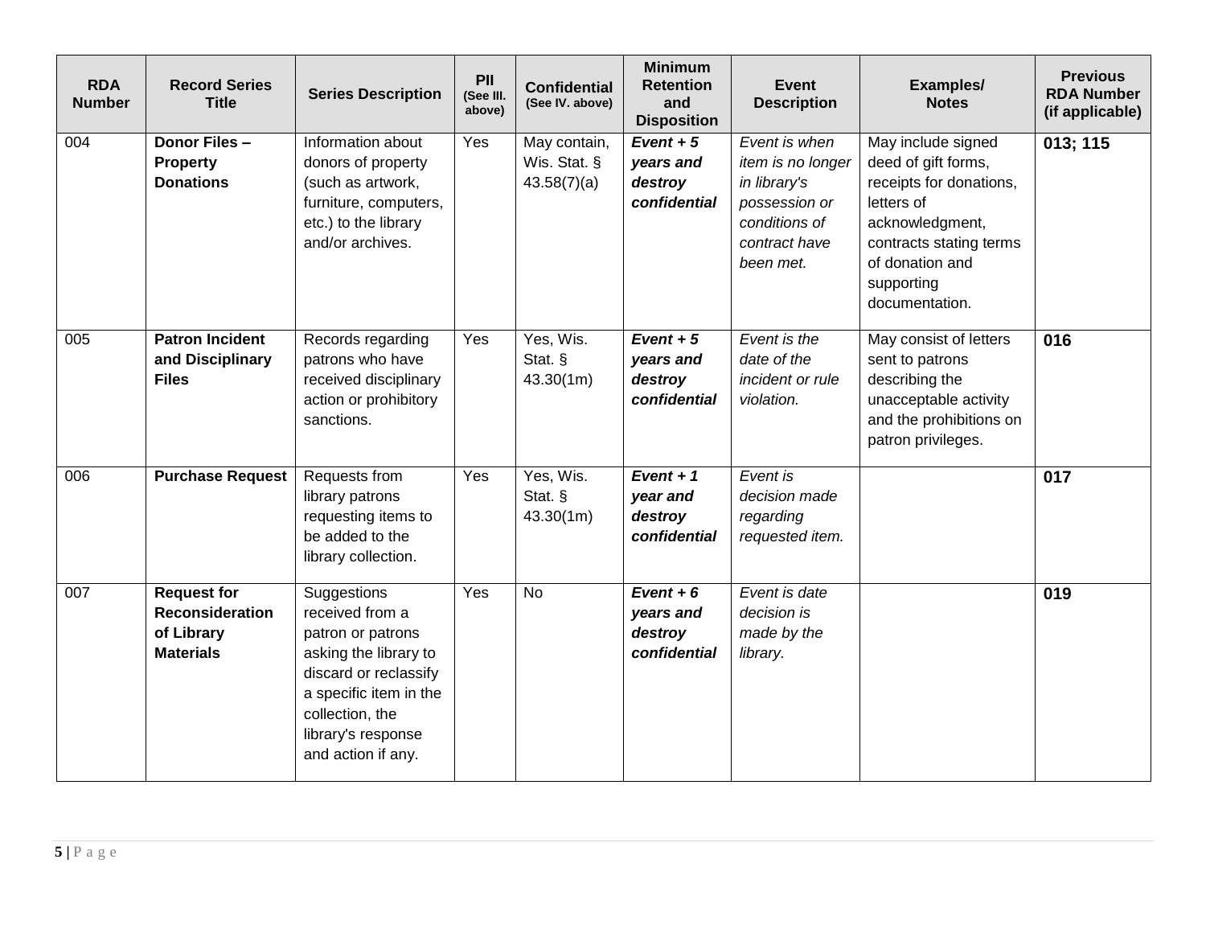| RDA Number | Record Series Title | Series Description | PII (See III. above) | Confidential (See IV. above) | Minimum Retention and Disposition | Event Description | Examples/ Notes | Previous RDA Number (if applicable) |
|---|---|---|---|---|---|---|---|---|
| 004 | **Donor Files – Property Donations** | Information about donors of property (such as artwork, furniture, computers, etc.) to the library and/or archives. | Yes | May contain, Wis. Stat. § 43.58(7)(a) | ***Event + 5 years and destroy confidential*** | *Event is when item is no longer in library's possession or conditions of contract have been met.* | May include signed deed of gift forms, receipts for donations, letters of acknowledgment, contracts stating terms of donation and supporting documentation. | **013; 115** |
| 005 | **Patron Incident and Disciplinary Files** | Records regarding patrons who have received disciplinary action or prohibitory sanctions. | Yes | Yes, Wis. Stat. § 43.30(1m) | ***Event + 5 years and destroy confidential*** | *Event is the date of the incident or rule violation.* | May consist of letters sent to patrons describing the unacceptable activity and the prohibitions on patron privileges. | **016** |
| 006 | **Purchase Request** | Requests from library patrons requesting items to be added to the library collection. | Yes | Yes, Wis. Stat. § 43.30(1m) | ***Event + 1 year and destroy confidential*** | *Event is decision made regarding requested item.* | | **017** |
| 007 | **Request for Reconsideration of Library Materials** | Suggestions received from a patron or patrons asking the library to discard or reclassify a specific item in the collection, the library's response and action if any. | Yes | No | ***Event + 6 years and destroy confidential*** | *Event is date decision is made by the library.* | | **019** |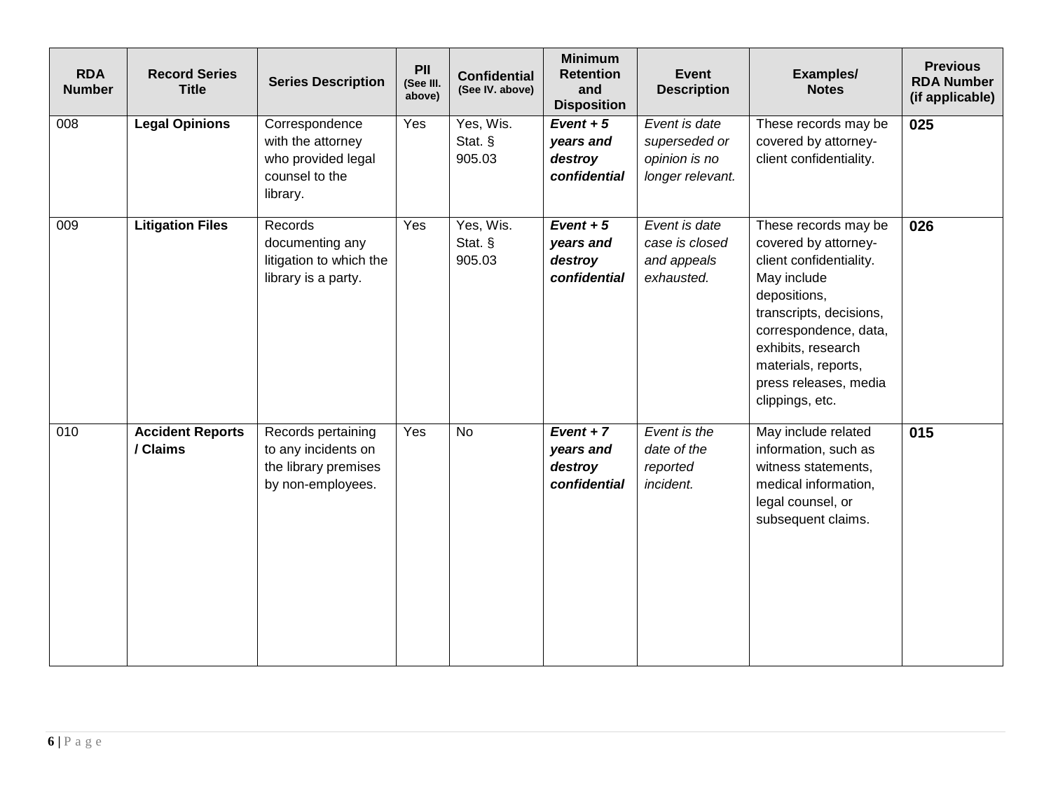| RDA Number | Record Series Title | Series Description | PII (See III. above) | Confidential (See IV. above) | Minimum Retention and Disposition | Event Description | Examples/ Notes | Previous RDA Number (if applicable) |
|---|---|---|---|---|---|---|---|---|
| 008 | **Legal Opinions** | Correspondence with the attorney who provided legal counsel to the library. | Yes | Yes, Wis. Stat. § 905.03 | ***Event + 5 years and destroy confidential*** | *Event is date superseded or opinion is no longer relevant.* | These records may be covered by attorney-client confidentiality. | **025** |
| 009 | **Litigation Files** | Records documenting any litigation to which the library is a party. | Yes | Yes, Wis. Stat. § 905.03 | ***Event + 5 years and destroy confidential*** | *Event is date case is closed and appeals exhausted.* | These records may be covered by attorney-client confidentiality. May include depositions, transcripts, decisions, correspondence, data, exhibits, research materials, reports, press releases, media clippings, etc. | **026** |
| 010 | **Accident Reports / Claims** | Records pertaining to any incidents on the library premises by non-employees. | Yes | No | ***Event + 7 years and destroy confidential*** | *Event is the date of the reported incident.* | May include related information, such as witness statements, medical information, legal counsel, or subsequent claims. | **015** |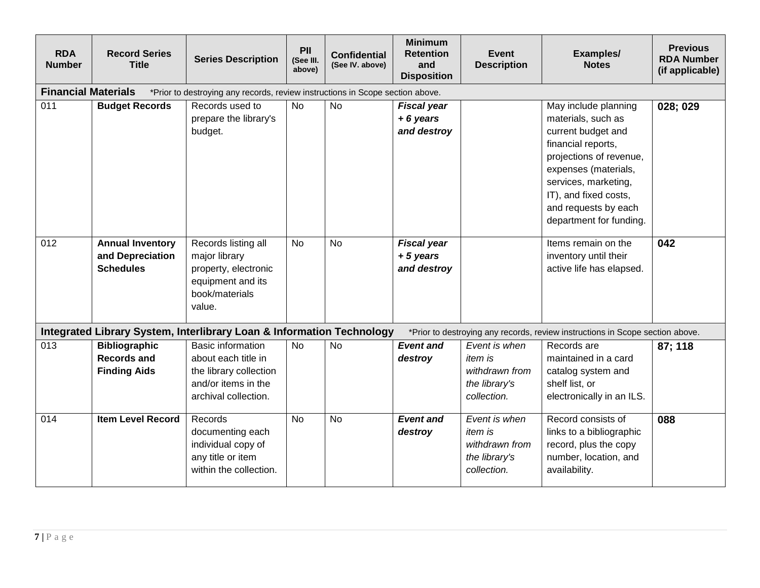| RDA Number | Record Series Title | Series Description | PII (See III. above) | Confidential (See IV. above) | Minimum Retention and Disposition | Event Description | Examples/ Notes | Previous RDA Number (if applicable) |
|---|---|---|---|---|---|---|---|---|
| **Financial Materials** *Prior to destroying any records, review instructions in Scope section above. | | | | | | | | |
| 011 | **Budget Records** | Records used to prepare the library's budget. | No | No | ***Fiscal year + 6 years and destroy*** | | May include planning materials, such as current budget and financial reports, projections of revenue, expenses (materials, services, marketing, IT), and fixed costs, and requests by each department for funding. | **028; 029** |
| 012 | **Annual Inventory and Depreciation Schedules** | Records listing all major library property, electronic equipment and its book/materials value. | No | No | ***Fiscal year + 5 years and destroy*** | | Items remain on the inventory until their active life has elapsed. | **042** |
| **Integrated Library System, Interlibrary Loan & Information Technology** *Prior to destroying any records, review instructions in Scope section above. | | | | | | | | |
| 013 | **Bibliographic Records and Finding Aids** | Basic information about each title in the library collection and/or items in the archival collection. | No | No | ***Event and destroy*** | *Event is when item is withdrawn from the library's collection.* | Records are maintained in a card catalog system and shelf list, or electronically in an ILS. | **87; 118** |
| 014 | **Item Level Record** | Records documenting each individual copy of any title or item within the collection. | No | No | ***Event and destroy*** | *Event is when item is withdrawn from the library's collection.* | Record consists of links to a bibliographic record, plus the copy number, location, and availability. | **088** |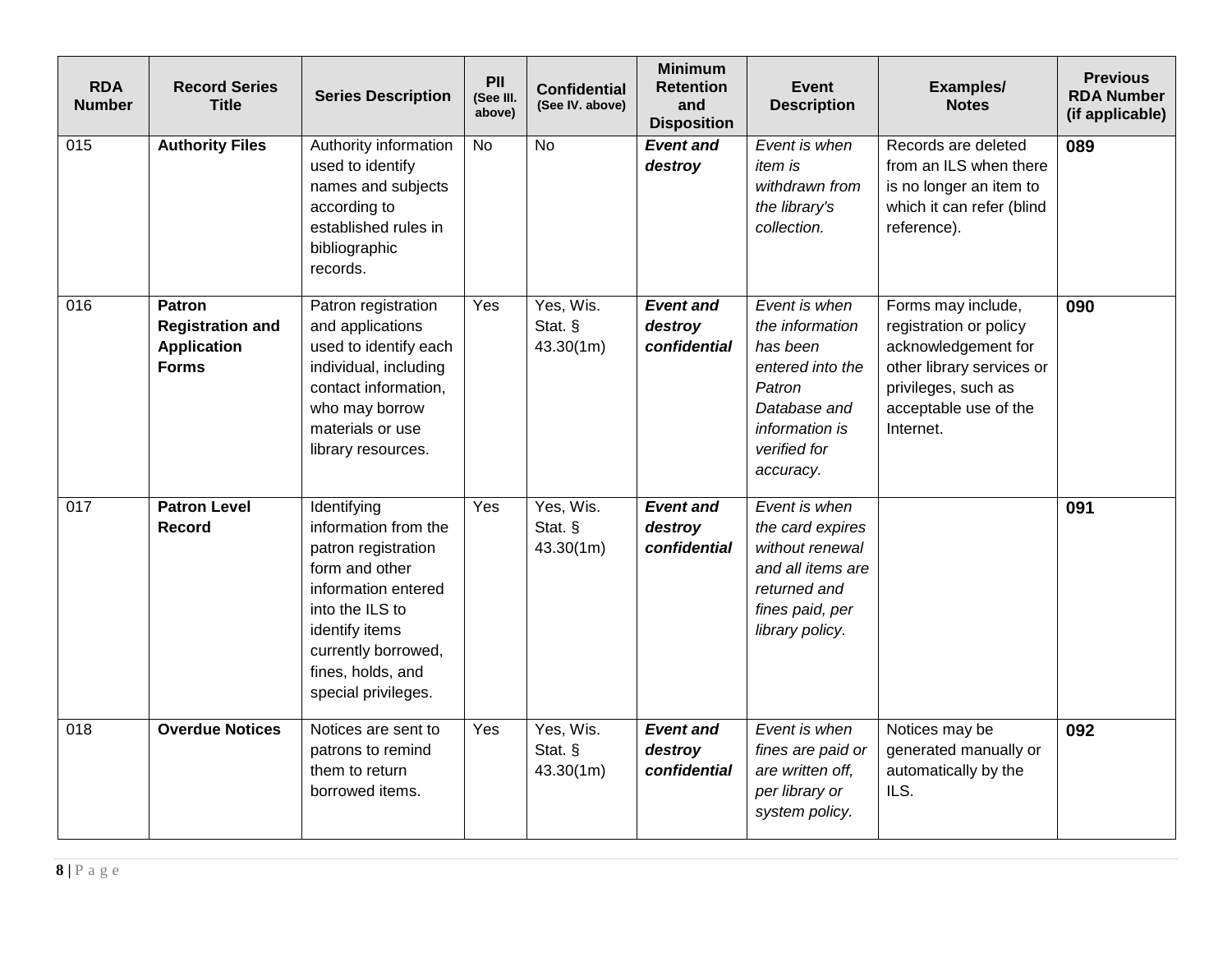| RDA Number | Record Series Title | Series Description | PII (See III. above) | Confidential (See IV. above) | Minimum Retention and Disposition | Event Description | Examples/ Notes | Previous RDA Number (if applicable) |
|---|---|---|---|---|---|---|---|---|
| 015 | **Authority Files** | Authority information used to identify names and subjects according to established rules in bibliographic records. | No | No | ***Event and destroy*** | *Event is when item is withdrawn from the library's collection.* | Records are deleted from an ILS when there is no longer an item to which it can refer (blind reference). | **089** |
| 016 | **Patron Registration and Application Forms** | Patron registration and applications used to identify each individual, including contact information, who may borrow materials or use library resources. | Yes | Yes, Wis. Stat. § 43.30(1m) | ***Event and destroy confidential*** | *Event is when the information has been entered into the Patron Database and information is verified for accuracy.* | Forms may include, registration or policy acknowledgement for other library services or privileges, such as acceptable use of the Internet. | **090** |
| 017 | **Patron Level Record** | Identifying information from the patron registration form and other information entered into the ILS to identify items currently borrowed, fines, holds, and special privileges. | Yes | Yes, Wis. Stat. § 43.30(1m) | ***Event and destroy confidential*** | *Event is when the card expires without renewal and all items are returned and fines paid, per library policy.* | | **091** |
| 018 | **Overdue Notices** | Notices are sent to patrons to remind them to return borrowed items. | Yes | Yes, Wis. Stat. § 43.30(1m) | ***Event and destroy confidential*** | *Event is when fines are paid or are written off, per library or system policy.* | Notices may be generated manually or automatically by the ILS. | **092** |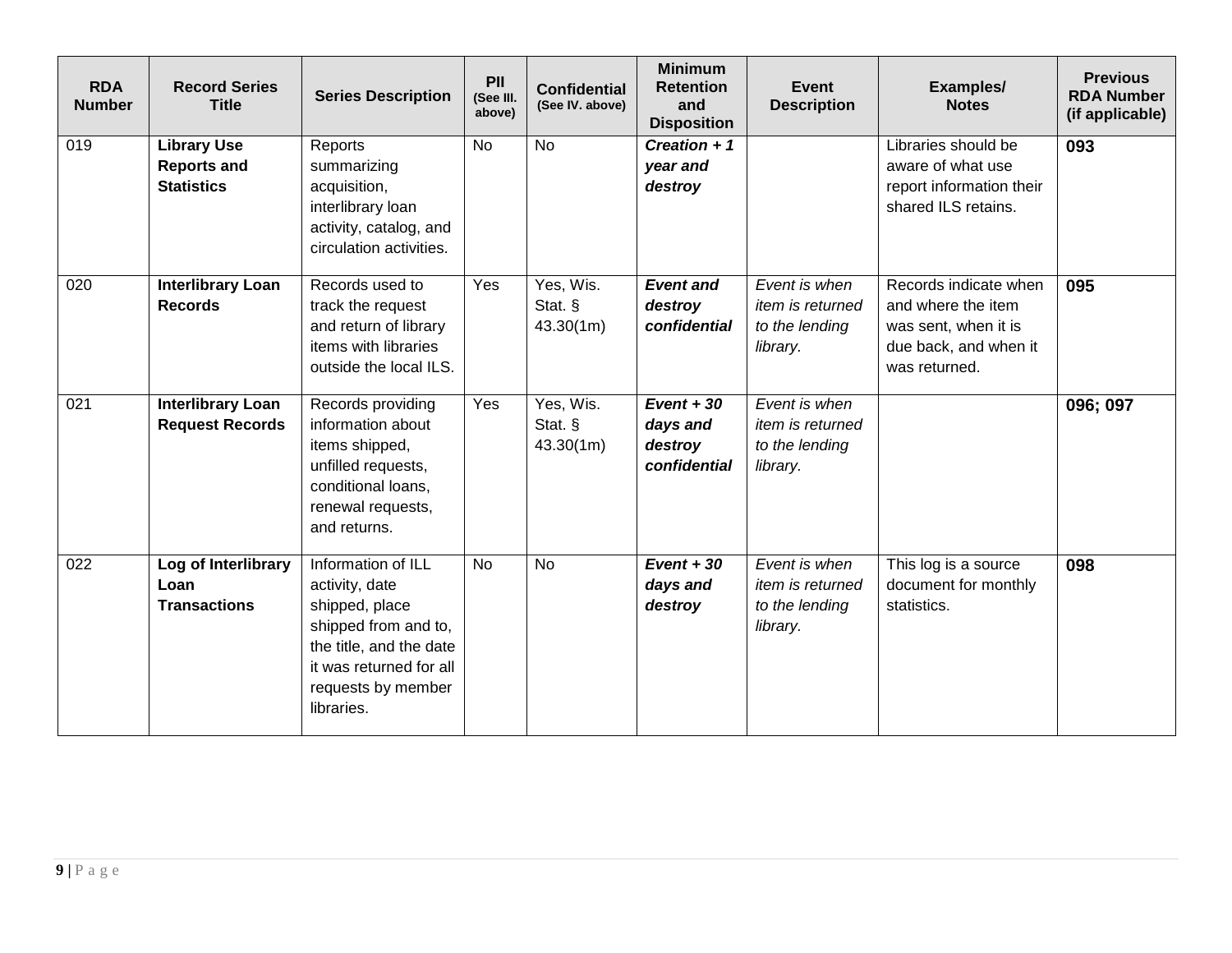| RDA Number | Record Series Title | Series Description | PII (See III. above) | Confidential (See IV. above) | Minimum Retention and Disposition | Event Description | Examples/ Notes | Previous RDA Number (if applicable) |
|---|---|---|---|---|---|---|---|---|
| 019 | **Library Use Reports and Statistics** | Reports summarizing acquisition, interlibrary loan activity, catalog, and circulation activities. | No | No | ***Creation + 1 year and destroy*** | | Libraries should be aware of what use report information their shared ILS retains. | **093** |
| 020 | **Interlibrary Loan Records** | Records used to track the request and return of library items with libraries outside the local ILS. | Yes | Yes, Wis. Stat. § 43.30(1m) | ***Event and destroy confidential*** | *Event is when item is returned to the lending library.* | Records indicate when and where the item was sent, when it is due back, and when it was returned. | **095** |
| 021 | **Interlibrary Loan Request Records** | Records providing information about items shipped, unfilled requests, conditional loans, renewal requests, and returns. | Yes | Yes, Wis. Stat. § 43.30(1m) | ***Event + 30 days and destroy confidential*** | *Event is when item is returned to the lending library.* | | **096; 097** |
| 022 | **Log of Interlibrary Loan Transactions** | Information of ILL activity, date shipped, place shipped from and to, the title, and the date it was returned for all requests by member libraries. | No | No | ***Event + 30 days and destroy*** | *Event is when item is returned to the lending library.* | This log is a source document for monthly statistics. | **098** |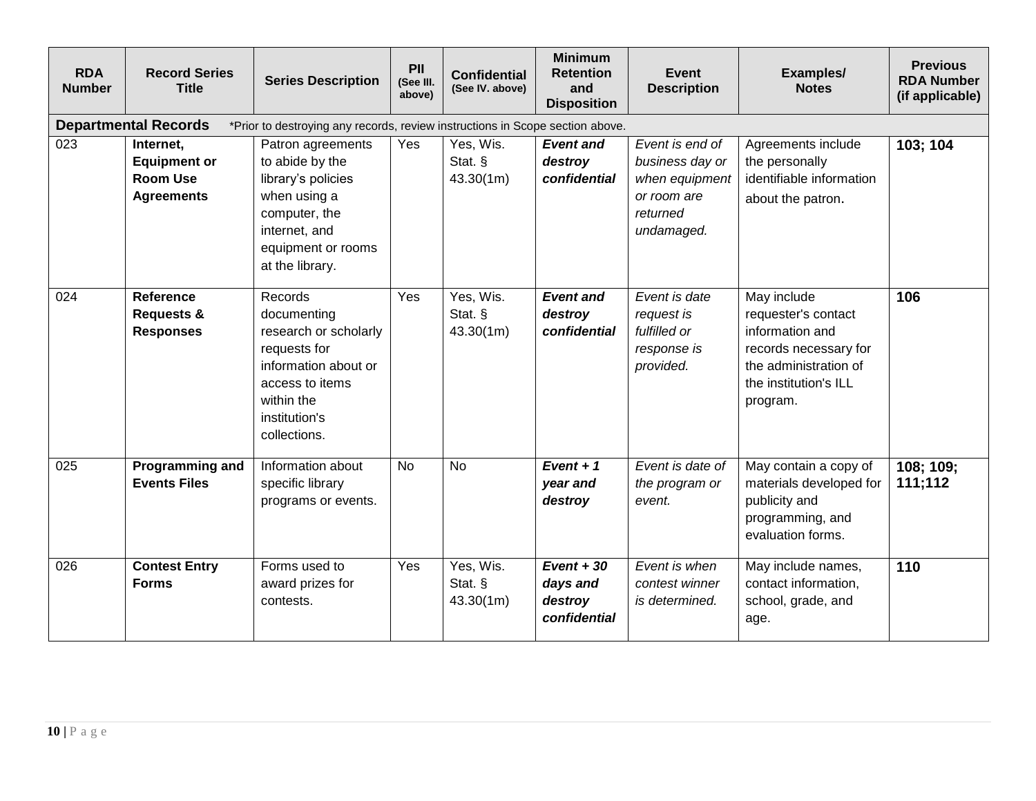| RDA Number | Record Series Title | Series Description | PII (See III. above) | Confidential (See IV. above) | Minimum Retention and Disposition | Event Description | Examples/ Notes | Previous RDA Number (if applicable) |
|---|---|---|---|---|---|---|---|---|
| **Departmental Records** *Prior to destroying any records, review instructions in Scope section above. | | | | | | | | |
| 023 | **Internet, Equipment or Room Use Agreements** | Patron agreements to abide by the library's policies when using a computer, the internet, and equipment or rooms at the library. | Yes | Yes, Wis. Stat. § 43.30(1m) | ***Event and destroy confidential*** | *Event is end of business day or when equipment or room are returned undamaged.* | Agreements include the personally identifiable information about the patron. | **103; 104** |
| 024 | **Reference Requests & Responses** | Records documenting research or scholarly requests for information about or access to items within the institution's collections. | Yes | Yes, Wis. Stat. § 43.30(1m) | ***Event and destroy confidential*** | *Event is date request is fulfilled or response is provided.* | May include requester's contact information and records necessary for the administration of the institution's ILL program. | **106** |
| 025 | **Programming and Events Files** | Information about specific library programs or events. | No | No | ***Event + 1 year and destroy*** | *Event is date of the program or event.* | May contain a copy of materials developed for publicity and programming, and evaluation forms. | **108; 109; 111;112** |
| 026 | **Contest Entry Forms** | Forms used to award prizes for contests. | Yes | Yes, Wis. Stat. § 43.30(1m) | ***Event + 30 days and destroy confidential*** | *Event is when contest winner is determined.* | May include names, contact information, school, grade, and age. | **110** |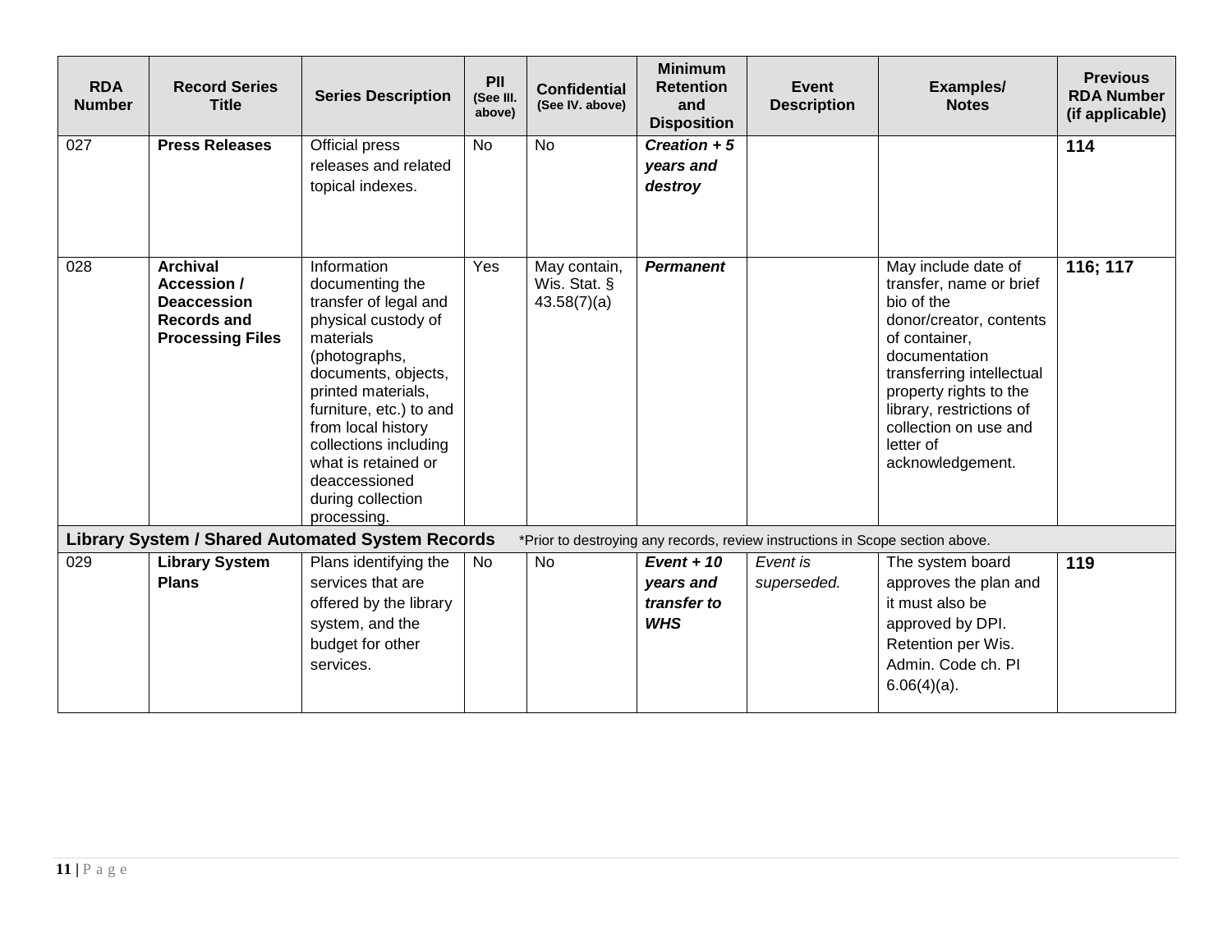| RDA Number | Record Series Title | Series Description | PII (See III. above) | Confidential (See IV. above) | Minimum Retention and Disposition | Event Description | Examples/ Notes | Previous RDA Number (if applicable) |
|---|---|---|---|---|---|---|---|---|
| 027 | **Press Releases** | Official press releases and related topical indexes. | No | No | ***Creation + 5 years and destroy*** | | | **114** |
| 028 | **Archival Accession / Deaccession Records and Processing Files** | Information documenting the transfer of legal and physical custody of materials (photographs, documents, objects, printed materials, furniture, etc.) to and from local history collections including what is retained or deaccessioned during collection processing. | Yes | May contain, Wis. Stat. § 43.58(7)(a) | ***Permanent*** | | May include date of transfer, name or brief bio of the donor/creator, contents of container, documentation transferring intellectual property rights to the library, restrictions of collection on use and letter of acknowledgement. | **116; 117** |
| **Library System / Shared Automated System Records** *Prior to destroying any records, review instructions in Scope section above. | | | | | | | | |
| 029 | **Library System Plans** | Plans identifying the services that are offered by the library system, and the budget for other services. | No | No | ***Event + 10 years and transfer to WHS*** | *Event is superseded.* | The system board approves the plan and it must also be approved by DPI. Retention per Wis. Admin. Code ch. PI 6.06(4)(a). | **119** |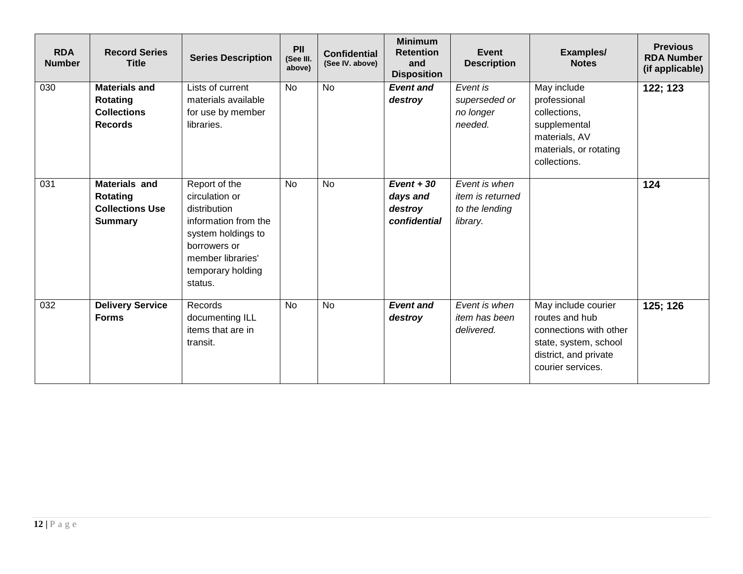| RDA Number | Record Series Title | Series Description | PII (See III. above) | Confidential (See IV. above) | Minimum Retention and Disposition | Event Description | Examples/ Notes | Previous RDA Number (if applicable) |
|---|---|---|---|---|---|---|---|---|
| 030 | **Materials and Rotating Collections Records** | Lists of current materials available for use by member libraries. | No | No | ***Event and destroy*** | *Event is superseded or no longer needed.* | May include professional collections, supplemental materials, AV materials, or rotating collections. | **122; 123** |
| 031 | **Materials and Rotating Collections Use Summary** | Report of the circulation or distribution information from the system holdings to borrowers or member libraries' temporary holding status. | No | No | ***Event + 30 days and destroy confidential*** | *Event is when item is returned to the lending library.* | | **124** |
| 032 | **Delivery Service Forms** | Records documenting ILL items that are in transit. | No | No | ***Event and destroy*** | *Event is when item has been delivered.* | May include courier routes and hub connections with other state, system, school district, and private courier services. | **125; 126** |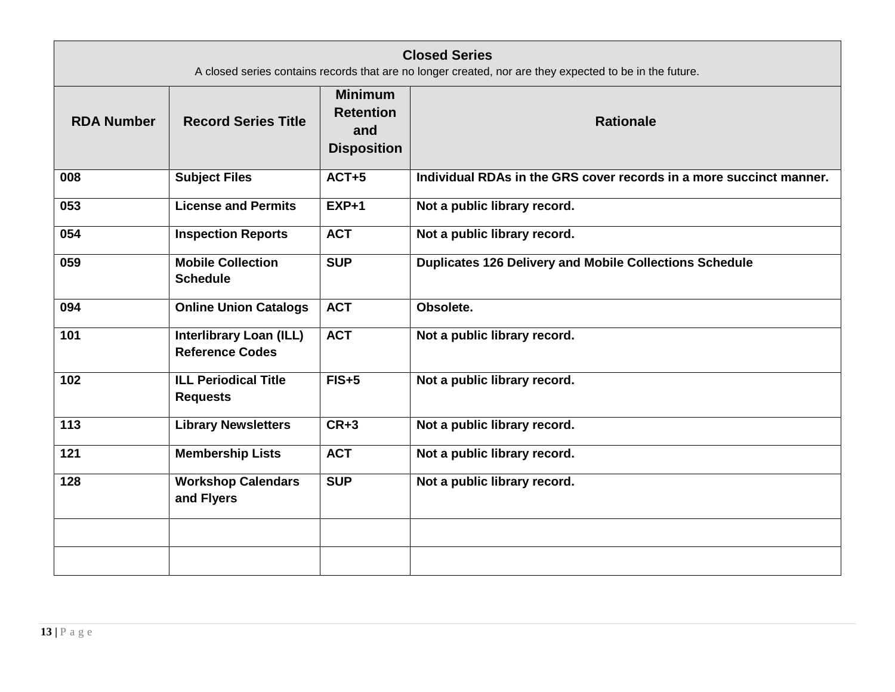| **Closed Series**<br>A closed series contains records that are no longer created, nor are they expected to be in the future. | | | |
|---|---|---|---|
| **RDA Number** | **Record Series Title** | **Minimum Retention and Disposition** | **Rationale** |
| **008** | **Subject Files** | **ACT+5** | **Individual RDAs in the GRS cover records in a more succinct manner.** |
| **053** | **License and Permits** | **EXP+1** | **Not a public library record.** |
| **054** | **Inspection Reports** | **ACT** | **Not a public library record.** |
| **059** | **Mobile Collection Schedule** | **SUP** | **Duplicates 126 Delivery and Mobile Collections Schedule** |
| **094** | **Online Union Catalogs** | **ACT** | **Obsolete.** |
| **101** | **Interlibrary Loan (ILL) Reference Codes** | **ACT** | **Not a public library record.** |
| **102** | **ILL Periodical Title Requests** | **FIS+5** | **Not a public library record.** |
| **113** | **Library Newsletters** | **CR+3** | **Not a public library record.** |
| **121** | **Membership Lists** | **ACT** | **Not a public library record.** |
| **128** | **Workshop Calendars and Flyers** | **SUP** | **Not a public library record.** |
| | | | |
| | | | |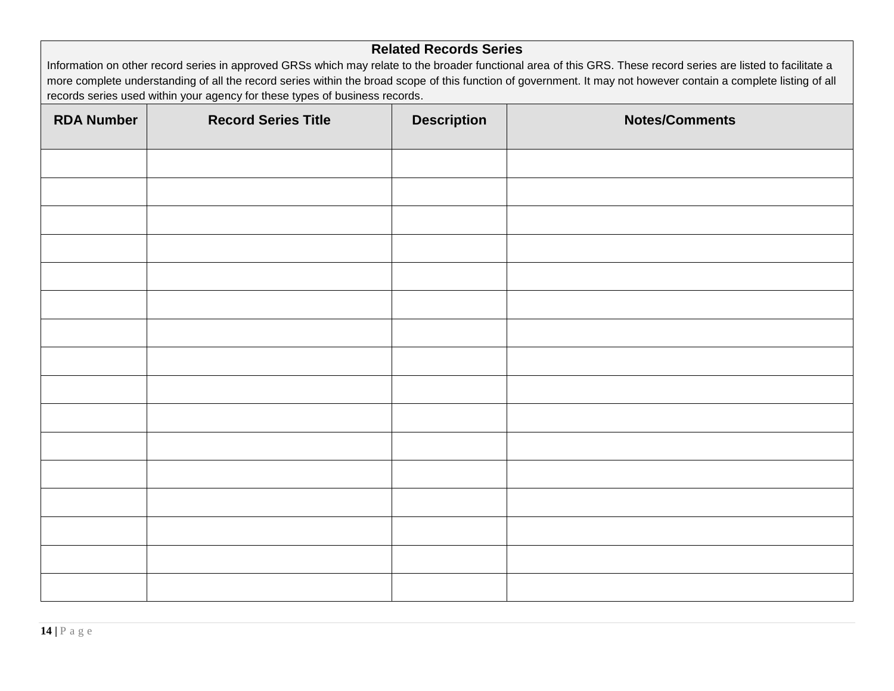## Related Records Series

Information on other record series in approved GRSs which may relate to the broader functional area of this GRS. These record series are listed to facilitate a more complete understanding of all the record series within the broad scope of this function of government. It may not however contain a complete listing of all records series used within your agency for these types of business records.

| RDA Number | Record Series Title | Description | Notes/Comments |
|---|---|---|---|
| | | | |
| | | | |
| | | | |
| | | | |
| | | | |
| | | | |
| | | | |
| | | | |
| | | | |
| | | | |
| | | | |
| | | | |
| | | | |
| | | | |
| | | | |
| | | | |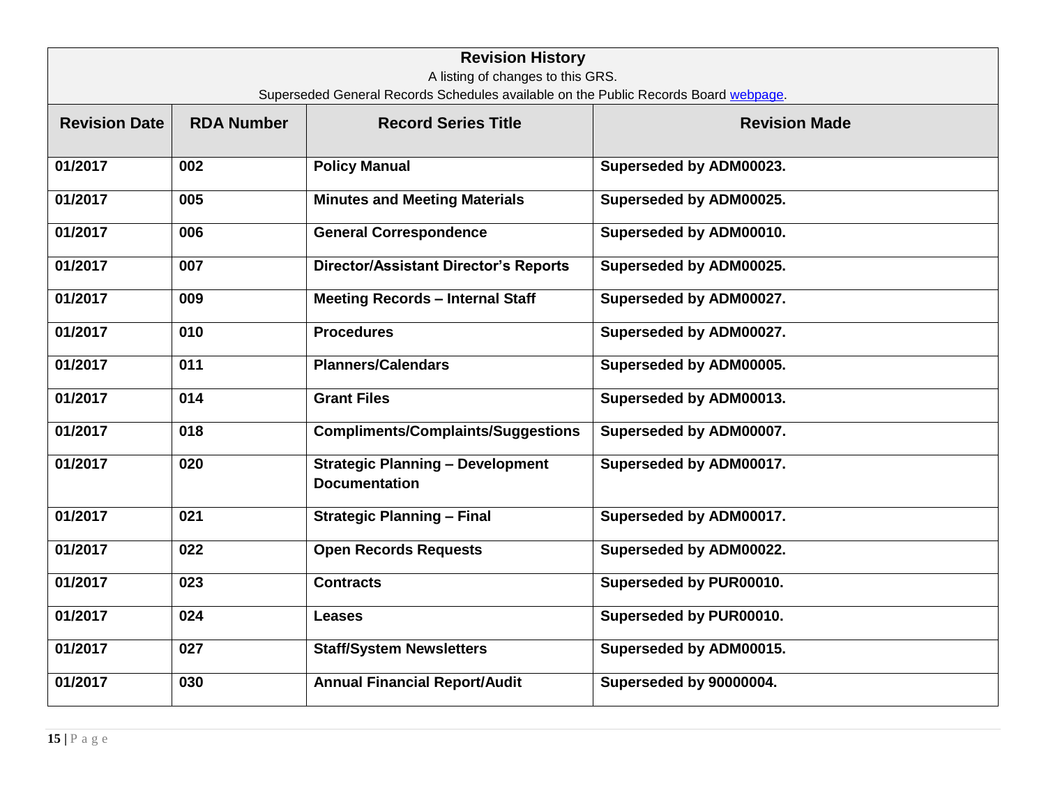| Revision History<br>A listing of changes to this GRS.<br>Superseded General Records Schedules available on the Public Records Board [webpage](). | | | |
|---|---|---|---|
| **Revision Date** | **RDA Number** | **Record Series Title** | **Revision Made** |
| **01/2017** | **002** | **Policy Manual** | **Superseded by ADM00023.** |
| **01/2017** | **005** | **Minutes and Meeting Materials** | **Superseded by ADM00025.** |
| **01/2017** | **006** | **General Correspondence** | **Superseded by ADM00010.** |
| **01/2017** | **007** | **Director/Assistant Director's Reports** | **Superseded by ADM00025.** |
| **01/2017** | **009** | **Meeting Records – Internal Staff** | **Superseded by ADM00027.** |
| **01/2017** | **010** | **Procedures** | **Superseded by ADM00027.** |
| **01/2017** | **011** | **Planners/Calendars** | **Superseded by ADM00005.** |
| **01/2017** | **014** | **Grant Files** | **Superseded by ADM00013.** |
| **01/2017** | **018** | **Compliments/Complaints/Suggestions** | **Superseded by ADM00007.** |
| **01/2017** | **020** | **Strategic Planning – Development Documentation** | **Superseded by ADM00017.** |
| **01/2017** | **021** | **Strategic Planning – Final** | **Superseded by ADM00017.** |
| **01/2017** | **022** | **Open Records Requests** | **Superseded by ADM00022.** |
| **01/2017** | **023** | **Contracts** | **Superseded by PUR00010.** |
| **01/2017** | **024** | **Leases** | **Superseded by PUR00010.** |
| **01/2017** | **027** | **Staff/System Newsletters** | **Superseded by ADM00015.** |
| **01/2017** | **030** | **Annual Financial Report/Audit** | **Superseded by 90000004.** |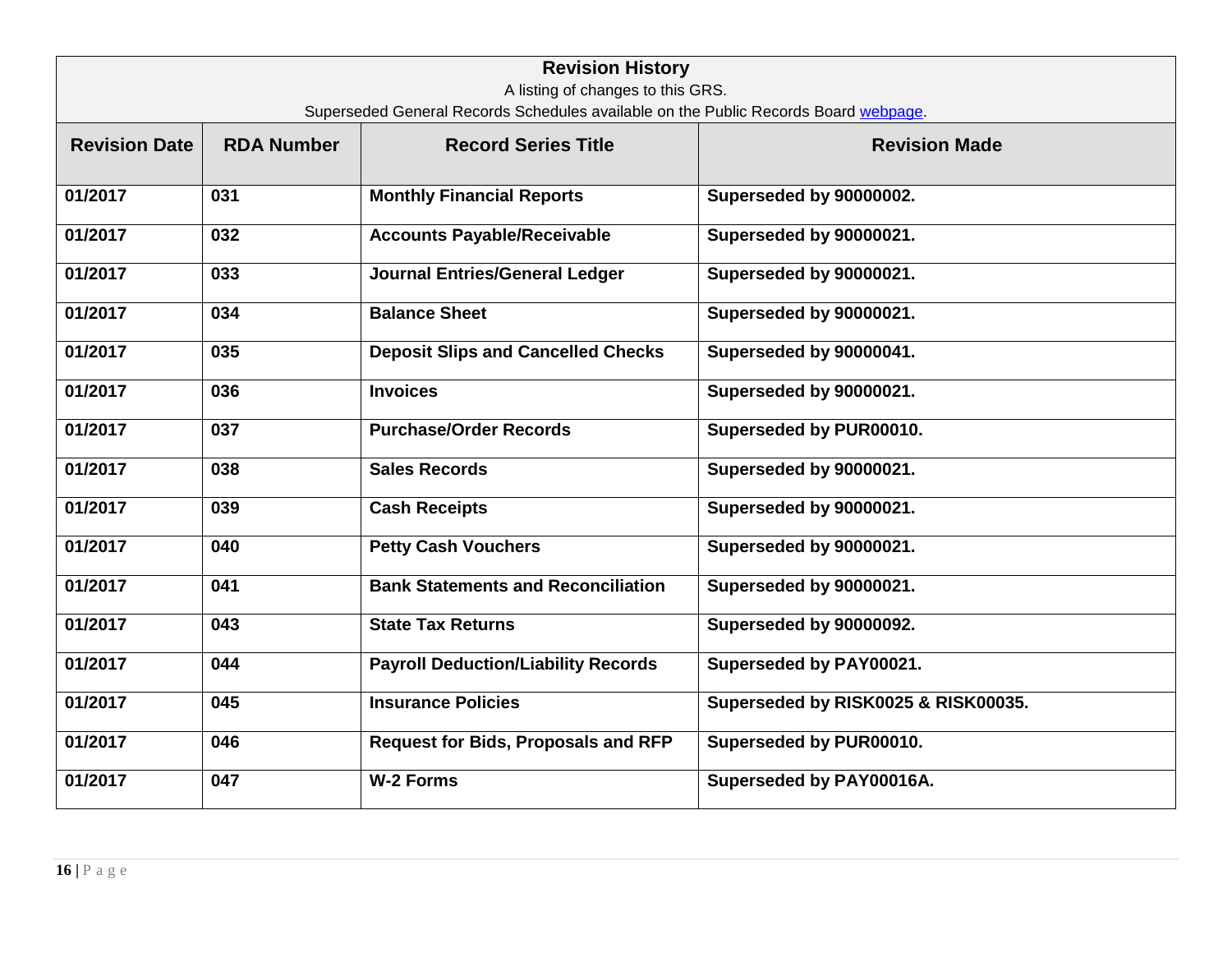## Revision History

A listing of changes to this GRS.

Superseded General Records Schedules available on the Public Records Board [webpage](webpage).

| Revision Date | RDA Number | Record Series Title | Revision Made |
|---|---|---|---|
| **01/2017** | **031** | **Monthly Financial Reports** | **Superseded by 90000002.** |
| **01/2017** | **032** | **Accounts Payable/Receivable** | **Superseded by 90000021.** |
| **01/2017** | **033** | **Journal Entries/General Ledger** | **Superseded by 90000021.** |
| **01/2017** | **034** | **Balance Sheet** | **Superseded by 90000021.** |
| **01/2017** | **035** | **Deposit Slips and Cancelled Checks** | **Superseded by 90000041.** |
| **01/2017** | **036** | **Invoices** | **Superseded by 90000021.** |
| **01/2017** | **037** | **Purchase/Order Records** | **Superseded by PUR00010.** |
| **01/2017** | **038** | **Sales Records** | **Superseded by 90000021.** |
| **01/2017** | **039** | **Cash Receipts** | **Superseded by 90000021.** |
| **01/2017** | **040** | **Petty Cash Vouchers** | **Superseded by 90000021.** |
| **01/2017** | **041** | **Bank Statements and Reconciliation** | **Superseded by 90000021.** |
| **01/2017** | **043** | **State Tax Returns** | **Superseded by 90000092.** |
| **01/2017** | **044** | **Payroll Deduction/Liability Records** | **Superseded by PAY00021.** |
| **01/2017** | **045** | **Insurance Policies** | **Superseded by RISK0025 & RISK00035.** |
| **01/2017** | **046** | **Request for Bids, Proposals and RFP** | **Superseded by PUR00010.** |
| **01/2017** | **047** | **W-2 Forms** | **Superseded by PAY00016A.** |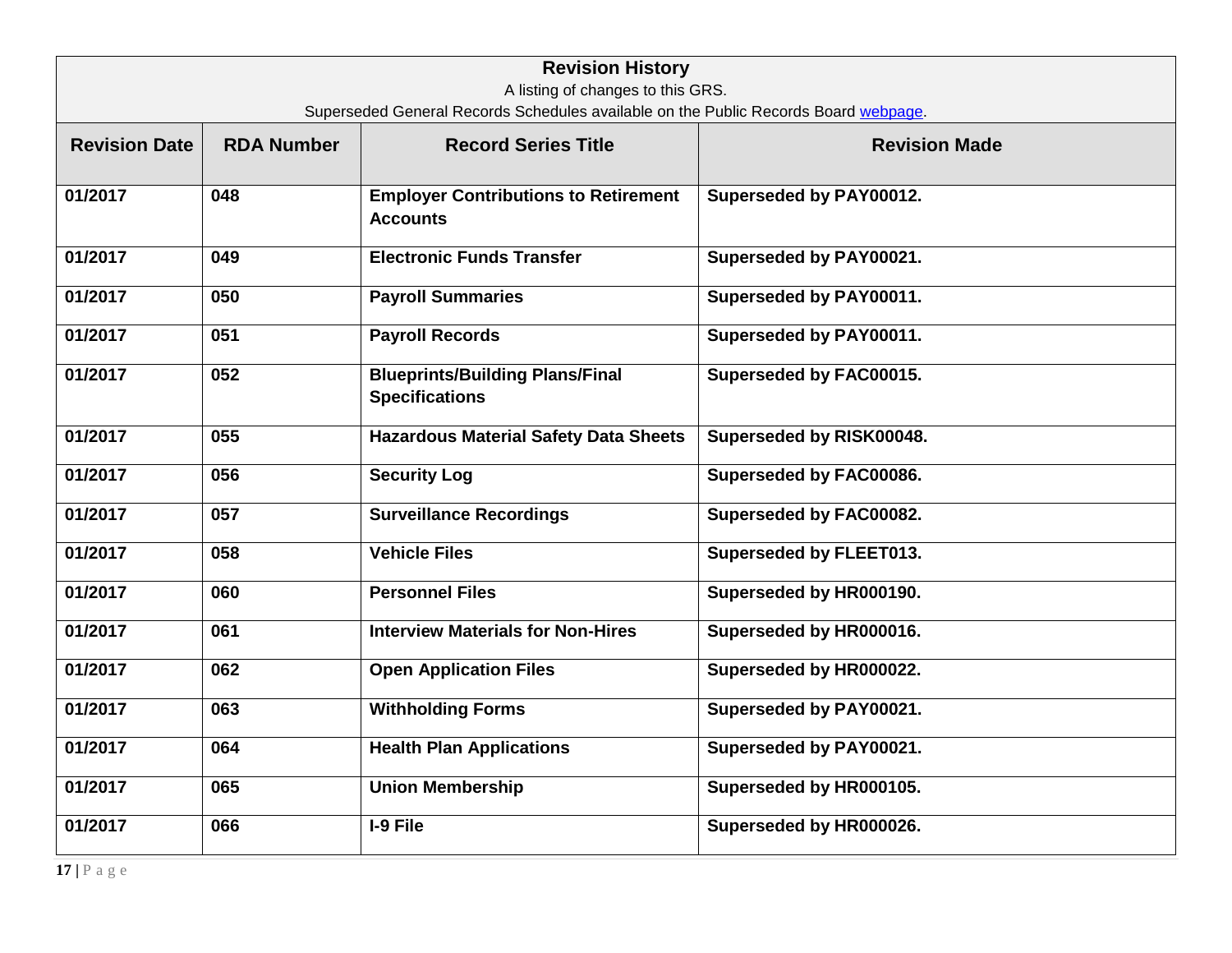| **Revision History**<br>A listing of changes to this GRS.<br>Superseded General Records Schedules available on the Public Records Board [webpage](webpage). | | | |
|---|---|---|---|
| **Revision Date** | **RDA Number** | **Record Series Title** | **Revision Made** |
| **01/2017** | **048** | **Employer Contributions to Retirement Accounts** | **Superseded by PAY00012.** |
| **01/2017** | **049** | **Electronic Funds Transfer** | **Superseded by PAY00021.** |
| **01/2017** | **050** | **Payroll Summaries** | **Superseded by PAY00011.** |
| **01/2017** | **051** | **Payroll Records** | **Superseded by PAY00011.** |
| **01/2017** | **052** | **Blueprints/Building Plans/Final Specifications** | **Superseded by FAC00015.** |
| **01/2017** | **055** | **Hazardous Material Safety Data Sheets** | **Superseded by RISK00048.** |
| **01/2017** | **056** | **Security Log** | **Superseded by FAC00086.** |
| **01/2017** | **057** | **Surveillance Recordings** | **Superseded by FAC00082.** |
| **01/2017** | **058** | **Vehicle Files** | **Superseded by FLEET013.** |
| **01/2017** | **060** | **Personnel Files** | **Superseded by HR000190.** |
| **01/2017** | **061** | **Interview Materials for Non-Hires** | **Superseded by HR000016.** |
| **01/2017** | **062** | **Open Application Files** | **Superseded by HR000022.** |
| **01/2017** | **063** | **Withholding Forms** | **Superseded by PAY00021.** |
| **01/2017** | **064** | **Health Plan Applications** | **Superseded by PAY00021.** |
| **01/2017** | **065** | **Union Membership** | **Superseded by HR000105.** |
| **01/2017** | **066** | **I-9 File** | **Superseded by HR000026.** |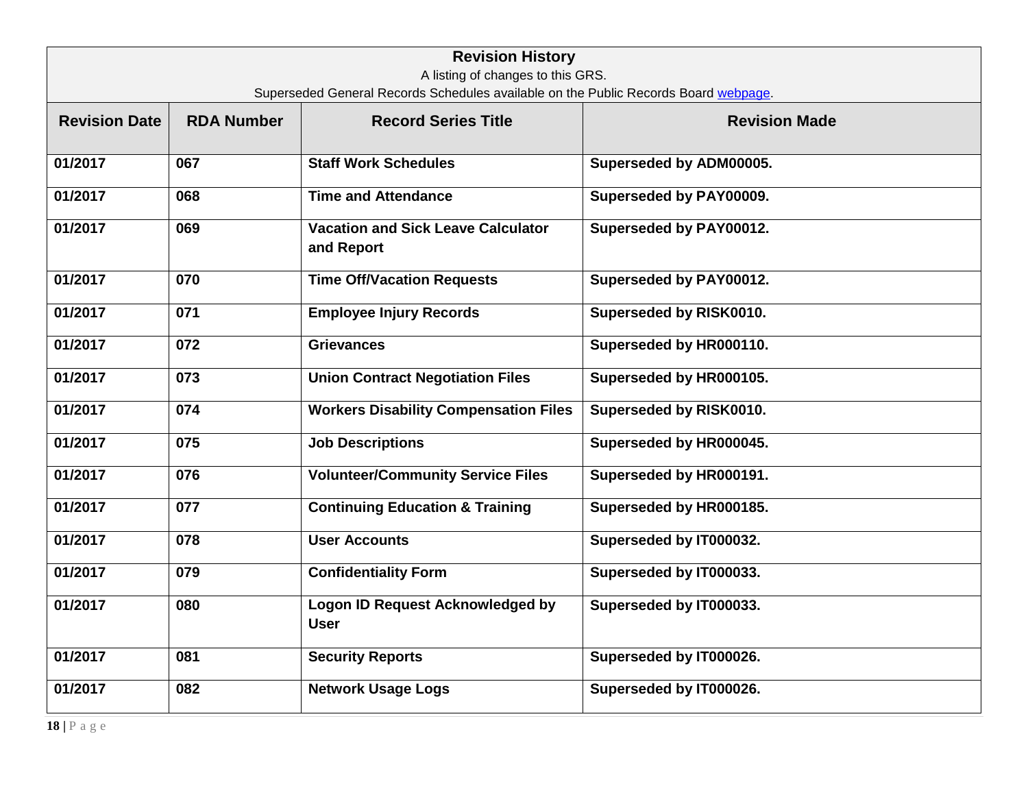| Revision History<br>A listing of changes to this GRS.<br>Superseded General Records Schedules available on the Public Records Board [webpage](webpage). | | | |
|---|---|---|---|
| **Revision Date** | **RDA Number** | **Record Series Title** | **Revision Made** |
| **01/2017** | **067** | **Staff Work Schedules** | **Superseded by ADM00005.** |
| **01/2017** | **068** | **Time and Attendance** | **Superseded by PAY00009.** |
| **01/2017** | **069** | **Vacation and Sick Leave Calculator and Report** | **Superseded by PAY00012.** |
| **01/2017** | **070** | **Time Off/Vacation Requests** | **Superseded by PAY00012.** |
| **01/2017** | **071** | **Employee Injury Records** | **Superseded by RISK0010.** |
| **01/2017** | **072** | **Grievances** | **Superseded by HR000110.** |
| **01/2017** | **073** | **Union Contract Negotiation Files** | **Superseded by HR000105.** |
| **01/2017** | **074** | **Workers Disability Compensation Files** | **Superseded by RISK0010.** |
| **01/2017** | **075** | **Job Descriptions** | **Superseded by HR000045.** |
| **01/2017** | **076** | **Volunteer/Community Service Files** | **Superseded by HR000191.** |
| **01/2017** | **077** | **Continuing Education & Training** | **Superseded by HR000185.** |
| **01/2017** | **078** | **User Accounts** | **Superseded by IT000032.** |
| **01/2017** | **079** | **Confidentiality Form** | **Superseded by IT000033.** |
| **01/2017** | **080** | **Logon ID Request Acknowledged by User** | **Superseded by IT000033.** |
| **01/2017** | **081** | **Security Reports** | **Superseded by IT000026.** |
| **01/2017** | **082** | **Network Usage Logs** | **Superseded by IT000026.** |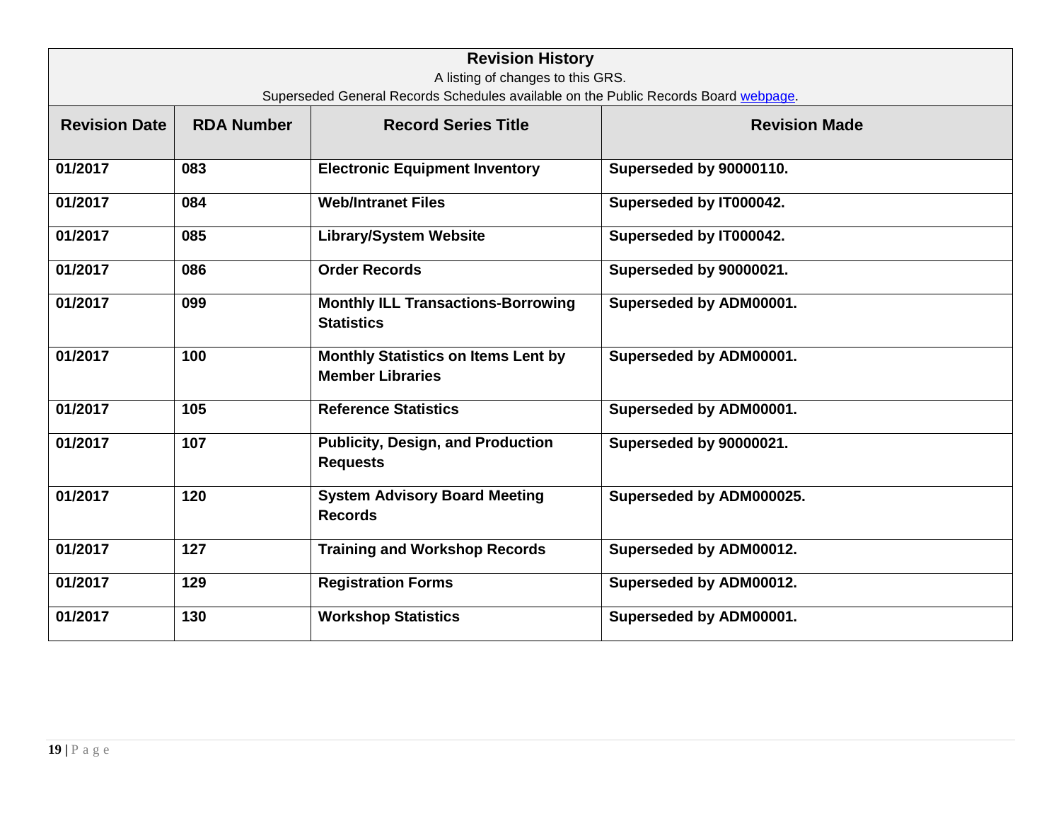## Revision History

A listing of changes to this GRS.

Superseded General Records Schedules available on the Public Records Board webpage.

| Revision Date | RDA Number | Record Series Title | Revision Made |
|---|---|---|---|
| **01/2017** | **083** | **Electronic Equipment Inventory** | **Superseded by 90000110.** |
| **01/2017** | **084** | **Web/Intranet Files** | **Superseded by IT000042.** |
| **01/2017** | **085** | **Library/System Website** | **Superseded by IT000042.** |
| **01/2017** | **086** | **Order Records** | **Superseded by 90000021.** |
| **01/2017** | **099** | **Monthly ILL Transactions-Borrowing Statistics** | **Superseded by ADM00001.** |
| **01/2017** | **100** | **Monthly Statistics on Items Lent by Member Libraries** | **Superseded by ADM00001.** |
| **01/2017** | **105** | **Reference Statistics** | **Superseded by ADM00001.** |
| **01/2017** | **107** | **Publicity, Design, and Production Requests** | **Superseded by 90000021.** |
| **01/2017** | **120** | **System Advisory Board Meeting Records** | **Superseded by ADM000025.** |
| **01/2017** | **127** | **Training and Workshop Records** | **Superseded by ADM00012.** |
| **01/2017** | **129** | **Registration Forms** | **Superseded by ADM00012.** |
| **01/2017** | **130** | **Workshop Statistics** | **Superseded by ADM00001.** |